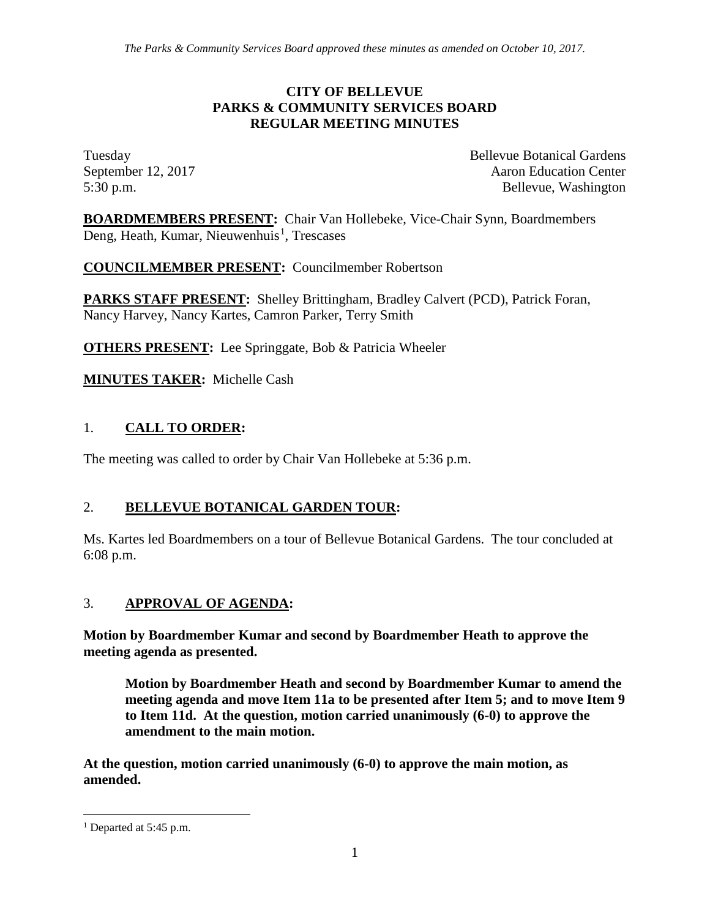*The Parks & Community Services Board approved these minutes as amended on October 10, 2017.*

**CITY OF BELLEVUE**
**PARKS & COMMUNITY SERVICES BOARD**
**REGULAR MEETING MINUTES**

Tuesday
September 12, 2017
5:30 p.m.

Bellevue Botanical Gardens
Aaron Education Center
Bellevue, Washington

**BOARDMEMBERS PRESENT:** Chair Van Hollebeke, Vice-Chair Synn, Boardmembers Deng, Heath, Kumar, Nieuwenhuis[1], Trescases

**COUNCILMEMBER PRESENT:** Councilmember Robertson

**PARKS STAFF PRESENT:** Shelley Brittingham, Bradley Calvert (PCD), Patrick Foran, Nancy Harvey, Nancy Kartes, Camron Parker, Terry Smith

**OTHERS PRESENT:** Lee Springgate, Bob & Patricia Wheeler

**MINUTES TAKER:** Michelle Cash

## 1. CALL TO ORDER:

The meeting was called to order by Chair Van Hollebeke at 5:36 p.m.

## 2. BELLEVUE BOTANICAL GARDEN TOUR:

Ms. Kartes led Boardmembers on a tour of Bellevue Botanical Gardens. The tour concluded at 6:08 p.m.

## 3. APPROVAL OF AGENDA:

**Motion by Boardmember Kumar and second by Boardmember Heath to approve the meeting agenda as presented.**

> **Motion by Boardmember Heath and second by Boardmember Kumar to amend the meeting agenda and move Item 11a to be presented after Item 5; and to move Item 9 to Item 11d. At the question, motion carried unanimously (6-0) to approve the amendment to the main motion.**

**At the question, motion carried unanimously (6-0) to approve the main motion, as amended.**

---

[1] Departed at 5:45 p.m.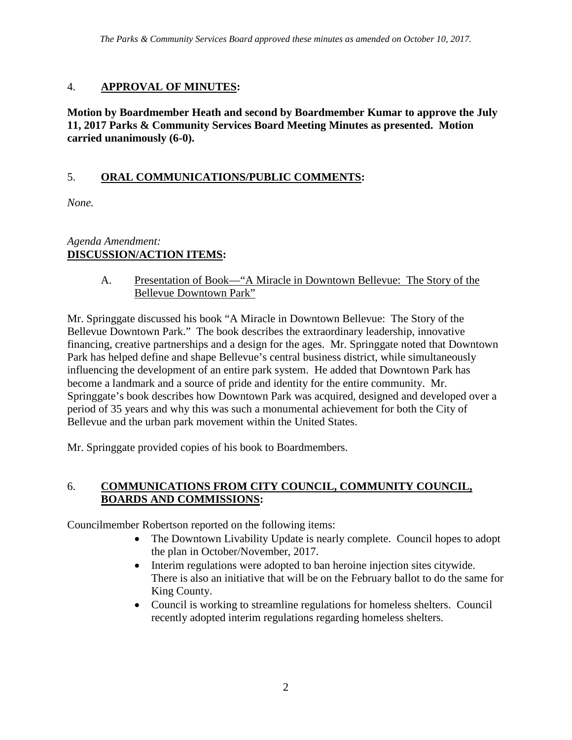*The Parks & Community Services Board approved these minutes as amended on October 10, 2017.*

## 4. **APPROVAL OF MINUTES:**

**Motion by Boardmember Heath and second by Boardmember Kumar to approve the July 11, 2017 Parks & Community Services Board Meeting Minutes as presented. Motion carried unanimously (6-0).**

## 5. **ORAL COMMUNICATIONS/PUBLIC COMMENTS:**

*None.*

*Agenda Amendment:*
**DISCUSSION/ACTION ITEMS:**

A. Presentation of Book—"A Miracle in Downtown Bellevue: The Story of the Bellevue Downtown Park"

Mr. Springgate discussed his book "A Miracle in Downtown Bellevue: The Story of the Bellevue Downtown Park." The book describes the extraordinary leadership, innovative financing, creative partnerships and a design for the ages. Mr. Springgate noted that Downtown Park has helped define and shape Bellevue's central business district, while simultaneously influencing the development of an entire park system. He added that Downtown Park has become a landmark and a source of pride and identity for the entire community. Mr. Springgate's book describes how Downtown Park was acquired, designed and developed over a period of 35 years and why this was such a monumental achievement for both the City of Bellevue and the urban park movement within the United States.

Mr. Springgate provided copies of his book to Boardmembers.

## 6. **COMMUNICATIONS FROM CITY COUNCIL, COMMUNITY COUNCIL, BOARDS AND COMMISSIONS:**

Councilmember Robertson reported on the following items:

- The Downtown Livability Update is nearly complete. Council hopes to adopt the plan in October/November, 2017.
- Interim regulations were adopted to ban heroine injection sites citywide. There is also an initiative that will be on the February ballot to do the same for King County.
- Council is working to streamline regulations for homeless shelters. Council recently adopted interim regulations regarding homeless shelters.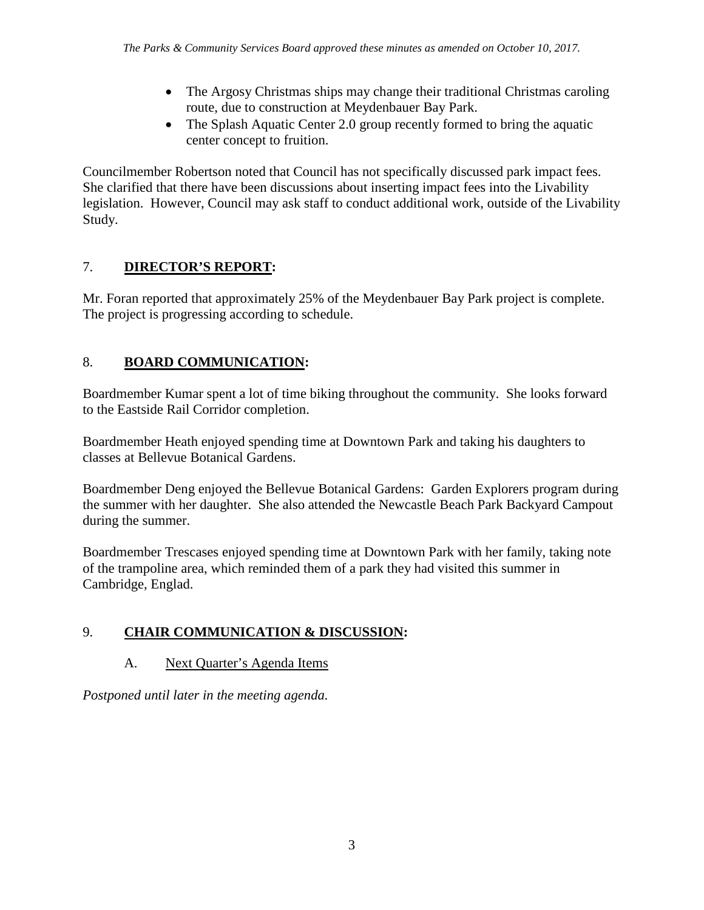*The Parks & Community Services Board approved these minutes as amended on October 10, 2017.*

- The Argosy Christmas ships may change their traditional Christmas caroling route, due to construction at Meydenbauer Bay Park.
- The Splash Aquatic Center 2.0 group recently formed to bring the aquatic center concept to fruition.

Councilmember Robertson noted that Council has not specifically discussed park impact fees. She clarified that there have been discussions about inserting impact fees into the Livability legislation. However, Council may ask staff to conduct additional work, outside of the Livability Study.

## 7. **DIRECTOR'S REPORT:**

Mr. Foran reported that approximately 25% of the Meydenbauer Bay Park project is complete. The project is progressing according to schedule.

## 8. **BOARD COMMUNICATION:**

Boardmember Kumar spent a lot of time biking throughout the community. She looks forward to the Eastside Rail Corridor completion.

Boardmember Heath enjoyed spending time at Downtown Park and taking his daughters to classes at Bellevue Botanical Gardens.

Boardmember Deng enjoyed the Bellevue Botanical Gardens: Garden Explorers program during the summer with her daughter. She also attended the Newcastle Beach Park Backyard Campout during the summer.

Boardmember Trescases enjoyed spending time at Downtown Park with her family, taking note of the trampoline area, which reminded them of a park they had visited this summer in Cambridge, Englad.

## 9. **CHAIR COMMUNICATION & DISCUSSION:**

### A. Next Quarter's Agenda Items

*Postponed until later in the meeting agenda.*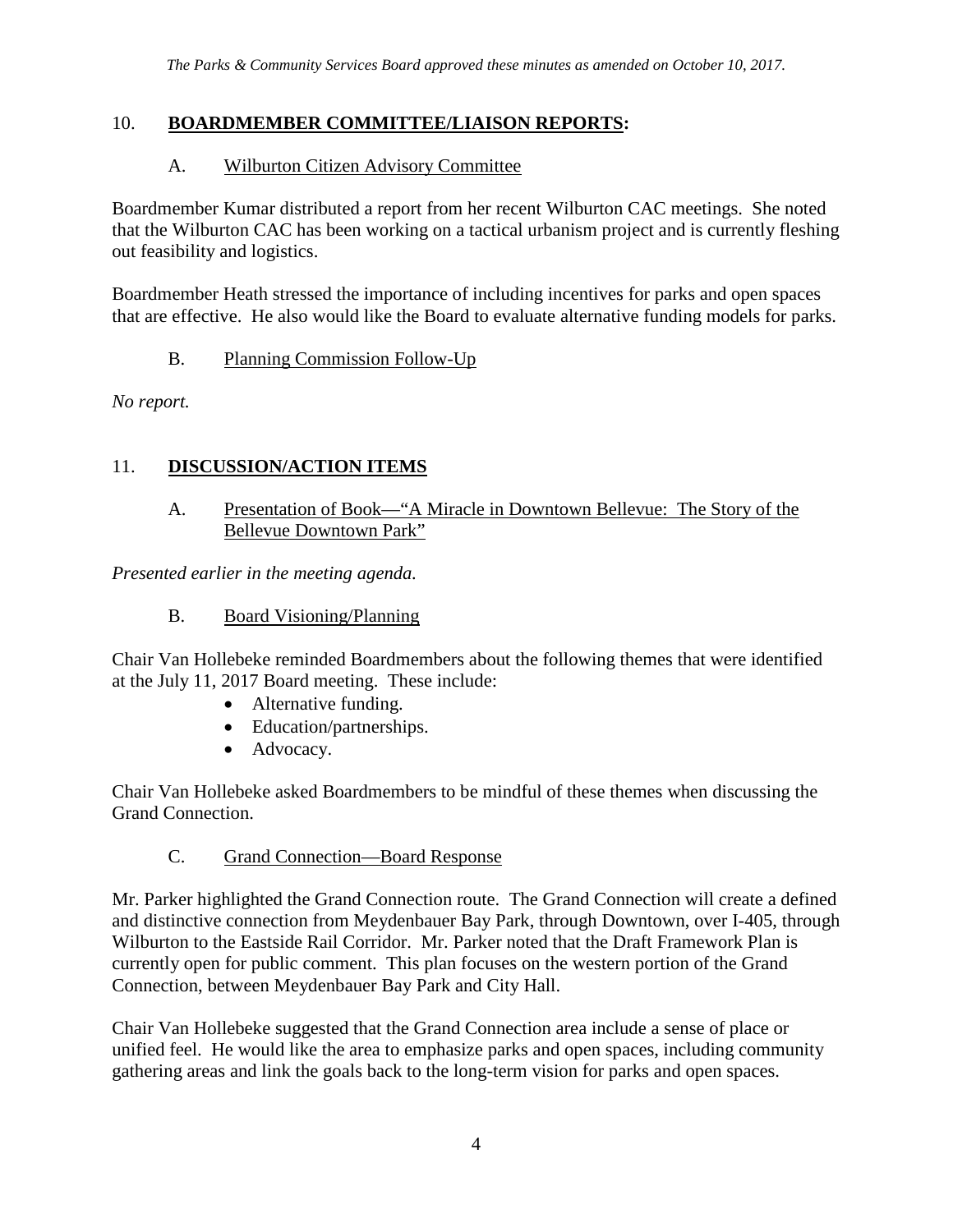*The Parks & Community Services Board approved these minutes as amended on October 10, 2017.*

## 10. **BOARDMEMBER COMMITTEE/LIAISON REPORTS:**

### A. Wilburton Citizen Advisory Committee

Boardmember Kumar distributed a report from her recent Wilburton CAC meetings. She noted that the Wilburton CAC has been working on a tactical urbanism project and is currently fleshing out feasibility and logistics.

Boardmember Heath stressed the importance of including incentives for parks and open spaces that are effective. He also would like the Board to evaluate alternative funding models for parks.

### B. Planning Commission Follow-Up

*No report.*

## 11. **DISCUSSION/ACTION ITEMS**

### A. Presentation of Book—"A Miracle in Downtown Bellevue: The Story of the Bellevue Downtown Park"

*Presented earlier in the meeting agenda.*

### B. Board Visioning/Planning

Chair Van Hollebeke reminded Boardmembers about the following themes that were identified at the July 11, 2017 Board meeting. These include:

- Alternative funding.
- Education/partnerships.
- Advocacy.

Chair Van Hollebeke asked Boardmembers to be mindful of these themes when discussing the Grand Connection.

### C. Grand Connection—Board Response

Mr. Parker highlighted the Grand Connection route. The Grand Connection will create a defined and distinctive connection from Meydenbauer Bay Park, through Downtown, over I-405, through Wilburton to the Eastside Rail Corridor. Mr. Parker noted that the Draft Framework Plan is currently open for public comment. This plan focuses on the western portion of the Grand Connection, between Meydenbauer Bay Park and City Hall.

Chair Van Hollebeke suggested that the Grand Connection area include a sense of place or unified feel. He would like the area to emphasize parks and open spaces, including community gathering areas and link the goals back to the long-term vision for parks and open spaces.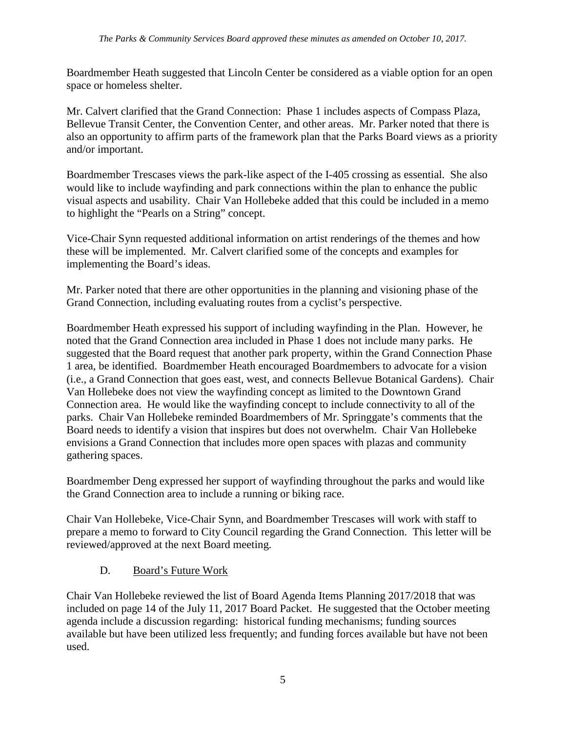Boardmember Heath suggested that Lincoln Center be considered as a viable option for an open space or homeless shelter.

Mr. Calvert clarified that the Grand Connection: Phase 1 includes aspects of Compass Plaza, Bellevue Transit Center, the Convention Center, and other areas. Mr. Parker noted that there is also an opportunity to affirm parts of the framework plan that the Parks Board views as a priority and/or important.

Boardmember Trescases views the park-like aspect of the I-405 crossing as essential. She also would like to include wayfinding and park connections within the plan to enhance the public visual aspects and usability. Chair Van Hollebeke added that this could be included in a memo to highlight the "Pearls on a String" concept.

Vice-Chair Synn requested additional information on artist renderings of the themes and how these will be implemented. Mr. Calvert clarified some of the concepts and examples for implementing the Board's ideas.

Mr. Parker noted that there are other opportunities in the planning and visioning phase of the Grand Connection, including evaluating routes from a cyclist's perspective.

Boardmember Heath expressed his support of including wayfinding in the Plan. However, he noted that the Grand Connection area included in Phase 1 does not include many parks. He suggested that the Board request that another park property, within the Grand Connection Phase 1 area, be identified. Boardmember Heath encouraged Boardmembers to advocate for a vision (i.e., a Grand Connection that goes east, west, and connects Bellevue Botanical Gardens). Chair Van Hollebeke does not view the wayfinding concept as limited to the Downtown Grand Connection area. He would like the wayfinding concept to include connectivity to all of the parks. Chair Van Hollebeke reminded Boardmembers of Mr. Springgate's comments that the Board needs to identify a vision that inspires but does not overwhelm. Chair Van Hollebeke envisions a Grand Connection that includes more open spaces with plazas and community gathering spaces.

Boardmember Deng expressed her support of wayfinding throughout the parks and would like the Grand Connection area to include a running or biking race.

Chair Van Hollebeke, Vice-Chair Synn, and Boardmember Trescases will work with staff to prepare a memo to forward to City Council regarding the Grand Connection. This letter will be reviewed/approved at the next Board meeting.

D. <u>Board's Future Work</u>

Chair Van Hollebeke reviewed the list of Board Agenda Items Planning 2017/2018 that was included on page 14 of the July 11, 2017 Board Packet. He suggested that the October meeting agenda include a discussion regarding: historical funding mechanisms; funding sources available but have been utilized less frequently; and funding forces available but have not been used.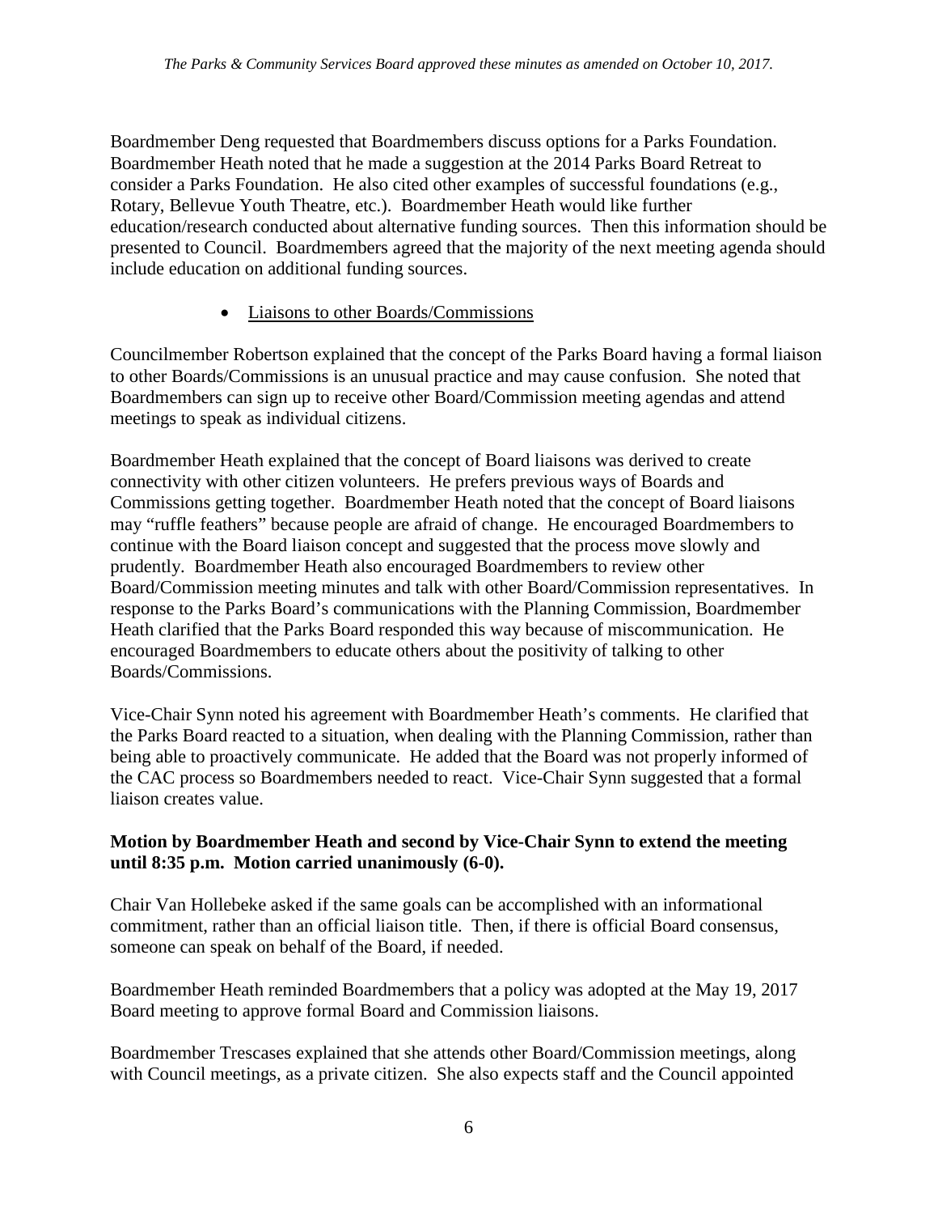*The Parks & Community Services Board approved these minutes as amended on October 10, 2017.*

Boardmember Deng requested that Boardmembers discuss options for a Parks Foundation. Boardmember Heath noted that he made a suggestion at the 2014 Parks Board Retreat to consider a Parks Foundation. He also cited other examples of successful foundations (e.g., Rotary, Bellevue Youth Theatre, etc.). Boardmember Heath would like further education/research conducted about alternative funding sources. Then this information should be presented to Council. Boardmembers agreed that the majority of the next meeting agenda should include education on additional funding sources.

- Liaisons to other Boards/Commissions

Councilmember Robertson explained that the concept of the Parks Board having a formal liaison to other Boards/Commissions is an unusual practice and may cause confusion. She noted that Boardmembers can sign up to receive other Board/Commission meeting agendas and attend meetings to speak as individual citizens.

Boardmember Heath explained that the concept of Board liaisons was derived to create connectivity with other citizen volunteers. He prefers previous ways of Boards and Commissions getting together. Boardmember Heath noted that the concept of Board liaisons may "ruffle feathers" because people are afraid of change. He encouraged Boardmembers to continue with the Board liaison concept and suggested that the process move slowly and prudently. Boardmember Heath also encouraged Boardmembers to review other Board/Commission meeting minutes and talk with other Board/Commission representatives. In response to the Parks Board's communications with the Planning Commission, Boardmember Heath clarified that the Parks Board responded this way because of miscommunication. He encouraged Boardmembers to educate others about the positivity of talking to other Boards/Commissions.

Vice-Chair Synn noted his agreement with Boardmember Heath's comments. He clarified that the Parks Board reacted to a situation, when dealing with the Planning Commission, rather than being able to proactively communicate. He added that the Board was not properly informed of the CAC process so Boardmembers needed to react. Vice-Chair Synn suggested that a formal liaison creates value.

**Motion by Boardmember Heath and second by Vice-Chair Synn to extend the meeting until 8:35 p.m. Motion carried unanimously (6-0).**

Chair Van Hollebeke asked if the same goals can be accomplished with an informational commitment, rather than an official liaison title. Then, if there is official Board consensus, someone can speak on behalf of the Board, if needed.

Boardmember Heath reminded Boardmembers that a policy was adopted at the May 19, 2017 Board meeting to approve formal Board and Commission liaisons.

Boardmember Trescases explained that she attends other Board/Commission meetings, along with Council meetings, as a private citizen. She also expects staff and the Council appointed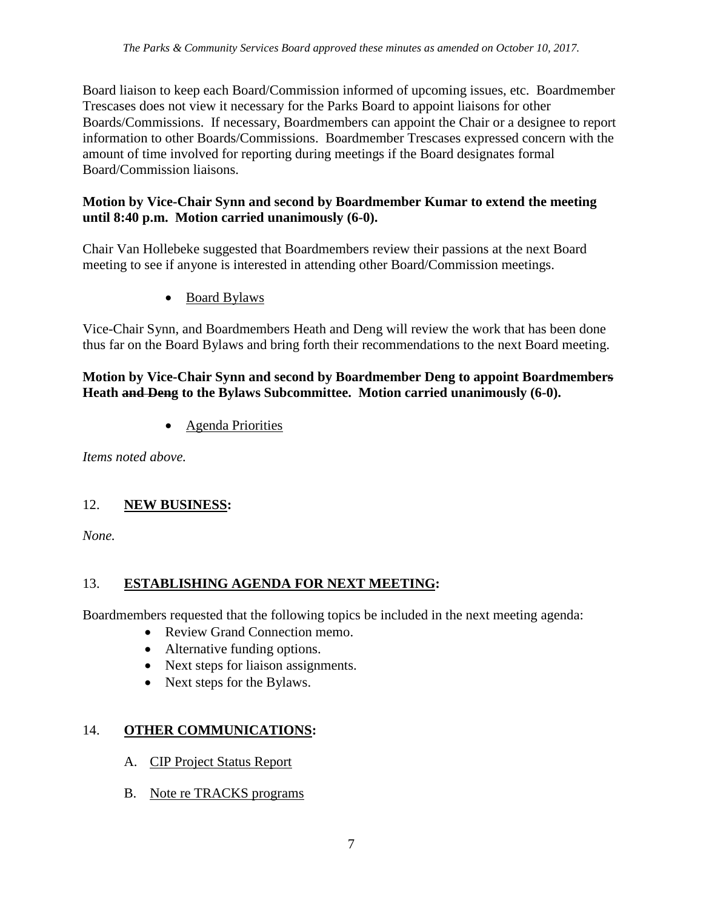Board liaison to keep each Board/Commission informed of upcoming issues, etc. Boardmember Trescases does not view it necessary for the Parks Board to appoint liaisons for other Boards/Commissions. If necessary, Boardmembers can appoint the Chair or a designee to report information to other Boards/Commissions. Boardmember Trescases expressed concern with the amount of time involved for reporting during meetings if the Board designates formal Board/Commission liaisons.

**Motion by Vice-Chair Synn and second by Boardmember Kumar to extend the meeting until 8:40 p.m. Motion carried unanimously (6-0).**

Chair Van Hollebeke suggested that Boardmembers review their passions at the next Board meeting to see if anyone is interested in attending other Board/Commission meetings.

- Board Bylaws

Vice-Chair Synn, and Boardmembers Heath and Deng will review the work that has been done thus far on the Board Bylaws and bring forth their recommendations to the next Board meeting.

**Motion by Vice-Chair Synn and second by Boardmember Deng to appoint Boardmembers ~~s~~ Heath ~~and Deng~~ to the Bylaws Subcommittee. Motion carried unanimously (6-0).**

- Agenda Priorities

*Items noted above.*

## 12. NEW BUSINESS:

*None.*

## 13. ESTABLISHING AGENDA FOR NEXT MEETING:

Boardmembers requested that the following topics be included in the next meeting agenda:

- Review Grand Connection memo.
- Alternative funding options.
- Next steps for liaison assignments.
- Next steps for the Bylaws.

## 14. OTHER COMMUNICATIONS:

A. CIP Project Status Report

B. Note re TRACKS programs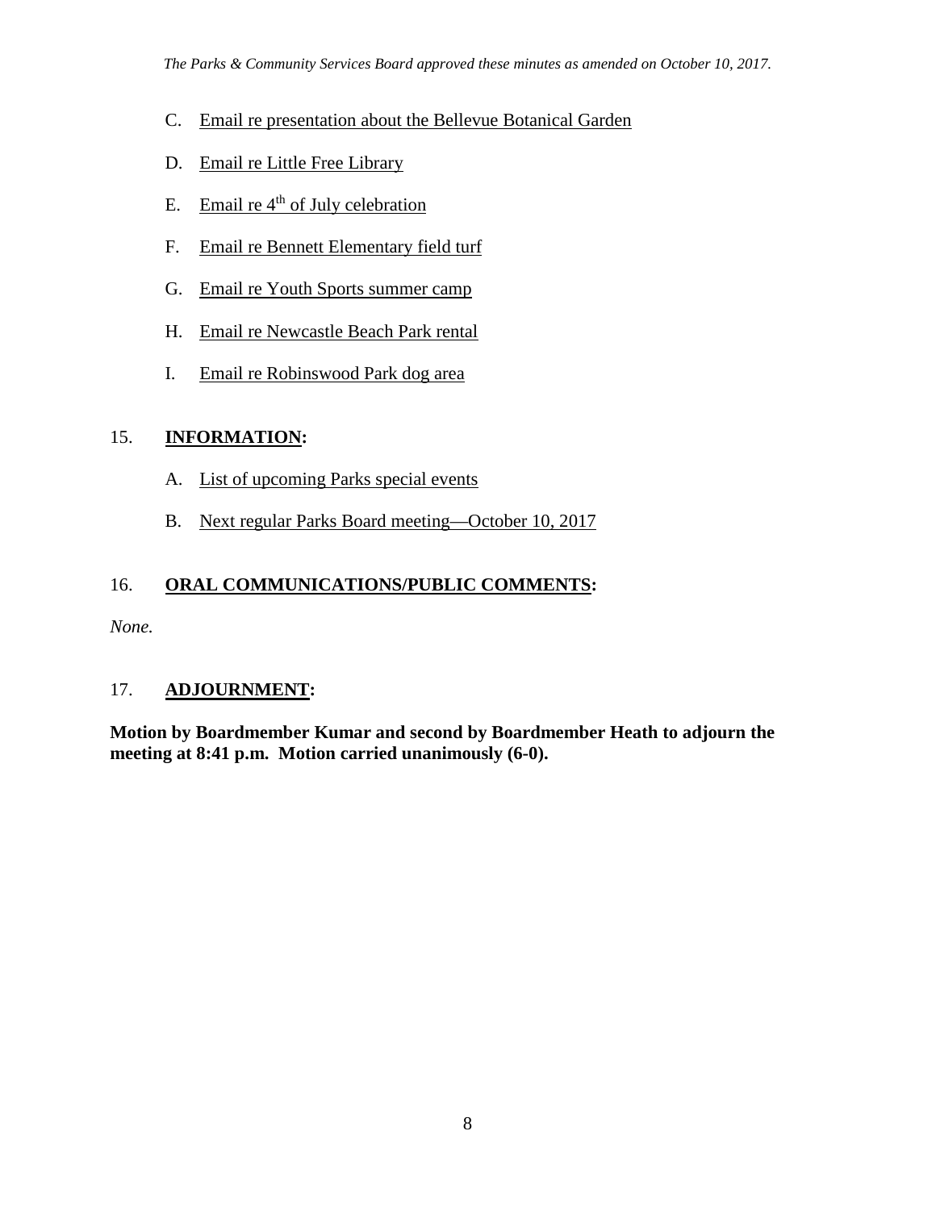*The Parks & Community Services Board approved these minutes as amended on October 10, 2017.*

C. Email re presentation about the Bellevue Botanical Garden

D. Email re Little Free Library

E. Email re 4th of July celebration

F. Email re Bennett Elementary field turf

G. Email re Youth Sports summer camp

H. Email re Newcastle Beach Park rental

I. Email re Robinswood Park dog area

## 15. INFORMATION:

A. List of upcoming Parks special events

B. Next regular Parks Board meeting—October 10, 2017

## 16. ORAL COMMUNICATIONS/PUBLIC COMMENTS:

*None.*

## 17. ADJOURNMENT:

**Motion by Boardmember Kumar and second by Boardmember Heath to adjourn the meeting at 8:41 p.m. Motion carried unanimously (6-0).**